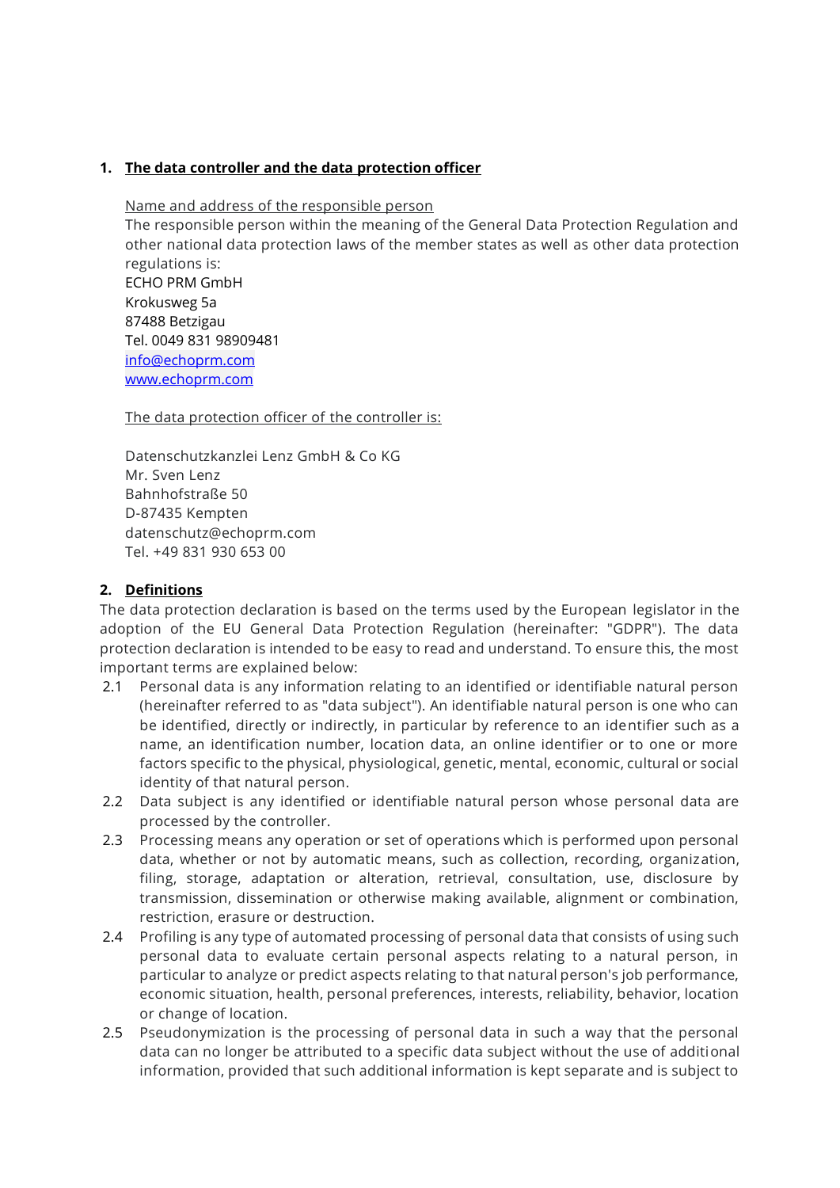## 1. The data controller and the data protection officer

Name and address of the responsible person

The responsible person within the meaning of the General Data Protection Regulation and other national data protection laws of the member states as well as other data protection regulations is:

ECHO PRM GmbH
Krokusweg 5a
87488 Betzigau
Tel. 0049 831 98909481
[info@echoprm.com](mailto:info@echoprm.com)
[www.echoprm.com](http://www.echoprm.com)

The data protection officer of the controller is:

Datenschutzkanzlei Lenz GmbH & Co KG
Mr. Sven Lenz
Bahnhofstraße 50
D-87435 Kempten
datenschutz@echoprm.com
Tel. +49 831 930 653 00

## 2. Definitions

The data protection declaration is based on the terms used by the European legislator in the adoption of the EU General Data Protection Regulation (hereinafter: "GDPR"). The data protection declaration is intended to be easy to read and understand. To ensure this, the most important terms are explained below:

2.1 Personal data is any information relating to an identified or identifiable natural person (hereinafter referred to as "data subject"). An identifiable natural person is one who can be identified, directly or indirectly, in particular by reference to an identifier such as a name, an identification number, location data, an online identifier or to one or more factors specific to the physical, physiological, genetic, mental, economic, cultural or social identity of that natural person.

2.2 Data subject is any identified or identifiable natural person whose personal data are processed by the controller.

2.3 Processing means any operation or set of operations which is performed upon personal data, whether or not by automatic means, such as collection, recording, organization, filing, storage, adaptation or alteration, retrieval, consultation, use, disclosure by transmission, dissemination or otherwise making available, alignment or combination, restriction, erasure or destruction.

2.4 Profiling is any type of automated processing of personal data that consists of using such personal data to evaluate certain personal aspects relating to a natural person, in particular to analyze or predict aspects relating to that natural person's job performance, economic situation, health, personal preferences, interests, reliability, behavior, location or change of location.

2.5 Pseudonymization is the processing of personal data in such a way that the personal data can no longer be attributed to a specific data subject without the use of additional information, provided that such additional information is kept separate and is subject to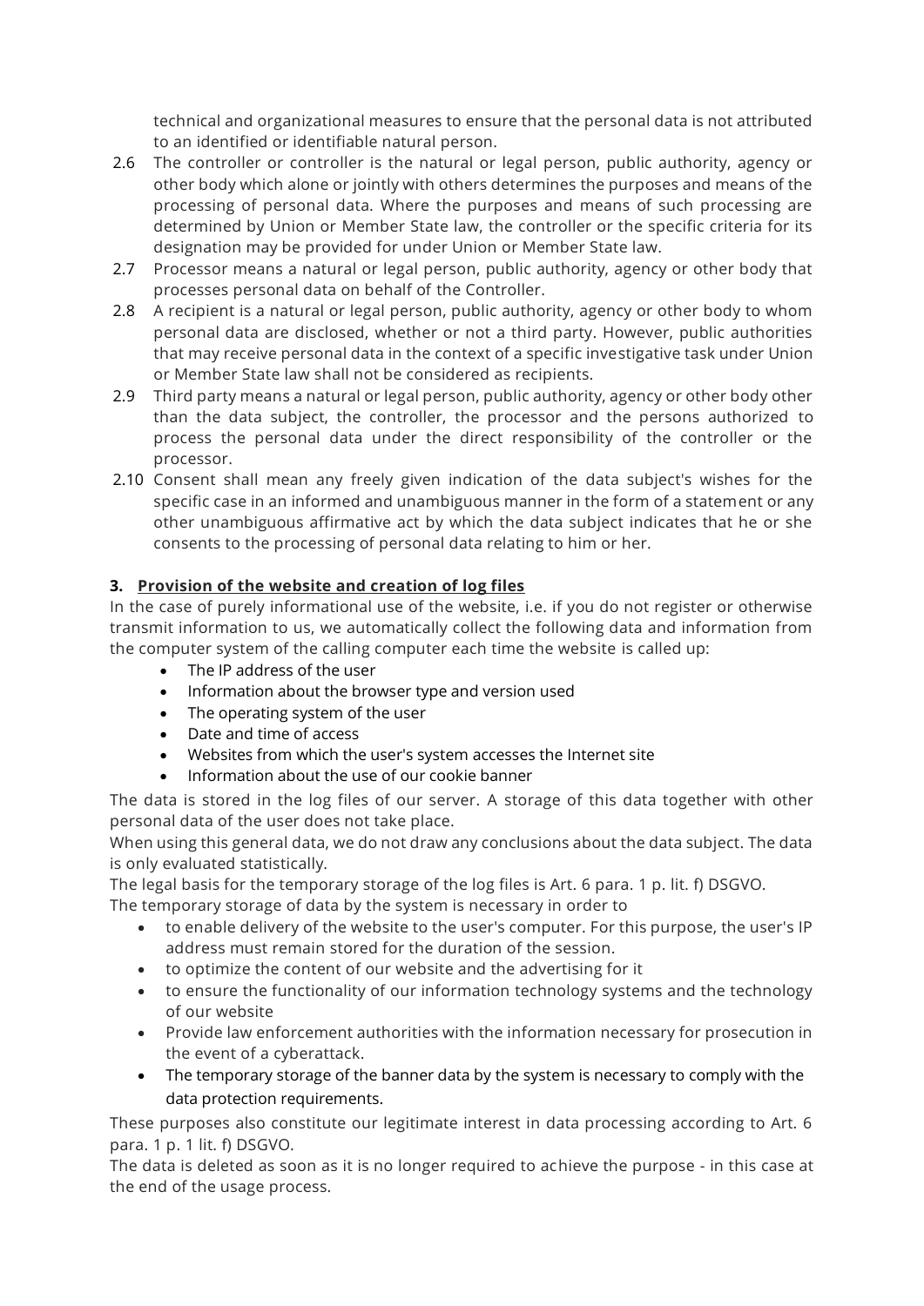technical and organizational measures to ensure that the personal data is not attributed to an identified or identifiable natural person.

2.6 The controller or controller is the natural or legal person, public authority, agency or other body which alone or jointly with others determines the purposes and means of the processing of personal data. Where the purposes and means of such processing are determined by Union or Member State law, the controller or the specific criteria for its designation may be provided for under Union or Member State law.

2.7 Processor means a natural or legal person, public authority, agency or other body that processes personal data on behalf of the Controller.

2.8 A recipient is a natural or legal person, public authority, agency or other body to whom personal data are disclosed, whether or not a third party. However, public authorities that may receive personal data in the context of a specific investigative task under Union or Member State law shall not be considered as recipients.

2.9 Third party means a natural or legal person, public authority, agency or other body other than the data subject, the controller, the processor and the persons authorized to process the personal data under the direct responsibility of the controller or the processor.

2.10 Consent shall mean any freely given indication of the data subject's wishes for the specific case in an informed and unambiguous manner in the form of a statement or any other unambiguous affirmative act by which the data subject indicates that he or she consents to the processing of personal data relating to him or her.

## 3. Provision of the website and creation of log files

In the case of purely informational use of the website, i.e. if you do not register or otherwise transmit information to us, we automatically collect the following data and information from the computer system of the calling computer each time the website is called up:

- The IP address of the user
- Information about the browser type and version used
- The operating system of the user
- Date and time of access
- Websites from which the user's system accesses the Internet site
- Information about the use of our cookie banner

The data is stored in the log files of our server. A storage of this data together with other personal data of the user does not take place.

When using this general data, we do not draw any conclusions about the data subject. The data is only evaluated statistically.

The legal basis for the temporary storage of the log files is Art. 6 para. 1 p. lit. f) DSGVO.

The temporary storage of data by the system is necessary in order to

- to enable delivery of the website to the user's computer. For this purpose, the user's IP address must remain stored for the duration of the session.
- to optimize the content of our website and the advertising for it
- to ensure the functionality of our information technology systems and the technology of our website
- Provide law enforcement authorities with the information necessary for prosecution in the event of a cyberattack.
- The temporary storage of the banner data by the system is necessary to comply with the data protection requirements.

These purposes also constitute our legitimate interest in data processing according to Art. 6 para. 1 p. 1 lit. f) DSGVO.

The data is deleted as soon as it is no longer required to achieve the purpose - in this case at the end of the usage process.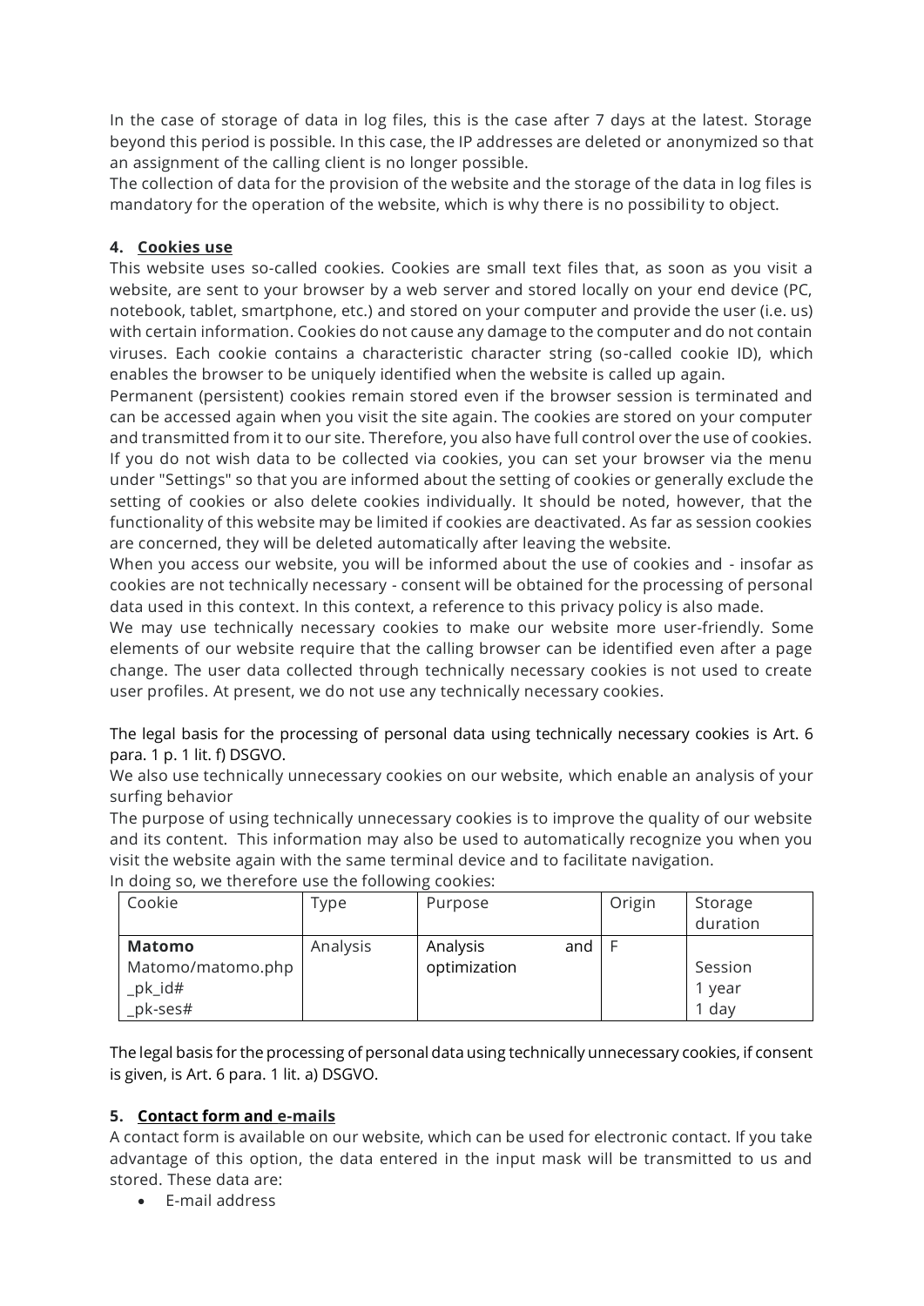In the case of storage of data in log files, this is the case after 7 days at the latest. Storage beyond this period is possible. In this case, the IP addresses are deleted or anonymized so that an assignment of the calling client is no longer possible.
The collection of data for the provision of the website and the storage of the data in log files is mandatory for the operation of the website, which is why there is no possibility to object.

## 4. Cookies use

This website uses so-called cookies. Cookies are small text files that, as soon as you visit a website, are sent to your browser by a web server and stored locally on your end device (PC, notebook, tablet, smartphone, etc.) and stored on your computer and provide the user (i.e. us) with certain information. Cookies do not cause any damage to the computer and do not contain viruses. Each cookie contains a characteristic character string (so-called cookie ID), which enables the browser to be uniquely identified when the website is called up again.
Permanent (persistent) cookies remain stored even if the browser session is terminated and can be accessed again when you visit the site again. The cookies are stored on your computer and transmitted from it to our site. Therefore, you also have full control over the use of cookies. If you do not wish data to be collected via cookies, you can set your browser via the menu under "Settings" so that you are informed about the setting of cookies or generally exclude the setting of cookies or also delete cookies individually. It should be noted, however, that the functionality of this website may be limited if cookies are deactivated. As far as session cookies are concerned, they will be deleted automatically after leaving the website.
When you access our website, you will be informed about the use of cookies and - insofar as cookies are not technically necessary - consent will be obtained for the processing of personal data used in this context. In this context, a reference to this privacy policy is also made.
We may use technically necessary cookies to make our website more user-friendly. Some elements of our website require that the calling browser can be identified even after a page change. The user data collected through technically necessary cookies is not used to create user profiles. At present, we do not use any technically necessary cookies.

The legal basis for the processing of personal data using technically necessary cookies is Art. 6 para. 1 p. 1 lit. f) DSGVO.
We also use technically unnecessary cookies on our website, which enable an analysis of your surfing behavior
The purpose of using technically unnecessary cookies is to improve the quality of our website and its content. This information may also be used to automatically recognize you when you visit the website again with the same terminal device and to facilitate navigation.
In doing so, we therefore use the following cookies:

| Cookie | Type | Purpose | Origin | Storage duration |
|---|---|---|---|---|
| **Matomo**<br>Matomo/matomo.php<br>_pk_id#<br>_pk-ses# | Analysis | Analysis and optimization | F | <br>Session<br>1 year<br>1 day |

The legal basis for the processing of personal data using technically unnecessary cookies, if consent is given, is Art. 6 para. 1 lit. a) DSGVO.

## 5. Contact form and e-mails

A contact form is available on our website, which can be used for electronic contact. If you take advantage of this option, the data entered in the input mask will be transmitted to us and stored. These data are:

- E-mail address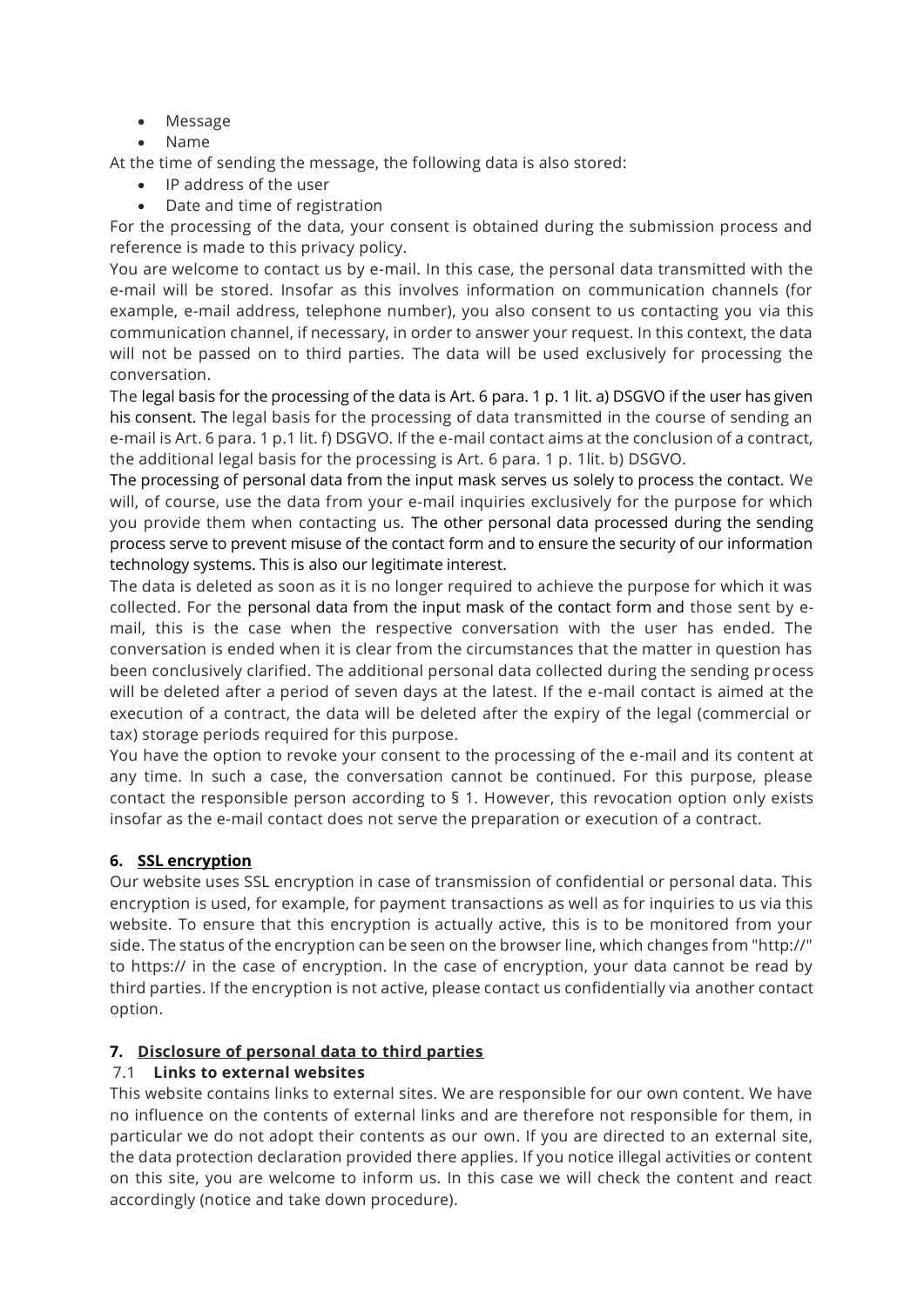- Message
- Name

At the time of sending the message, the following data is also stored:

- IP address of the user
- Date and time of registration

For the processing of the data, your consent is obtained during the submission process and reference is made to this privacy policy.

You are welcome to contact us by e-mail. In this case, the personal data transmitted with the e-mail will be stored. Insofar as this involves information on communication channels (for example, e-mail address, telephone number), you also consent to us contacting you via this communication channel, if necessary, in order to answer your request. In this context, the data will not be passed on to third parties. The data will be used exclusively for processing the conversation.

The legal basis for the processing of the data is Art. 6 para. 1 p. 1 lit. a) DSGVO if the user has given his consent. The legal basis for the processing of data transmitted in the course of sending an e-mail is Art. 6 para. 1 p.1 lit. f) DSGVO. If the e-mail contact aims at the conclusion of a contract, the additional legal basis for the processing is Art. 6 para. 1 p. 1lit. b) DSGVO.

The processing of personal data from the input mask serves us solely to process the contact. We will, of course, use the data from your e-mail inquiries exclusively for the purpose for which you provide them when contacting us. The other personal data processed during the sending process serve to prevent misuse of the contact form and to ensure the security of our information technology systems. This is also our legitimate interest.

The data is deleted as soon as it is no longer required to achieve the purpose for which it was collected. For the personal data from the input mask of the contact form and those sent by e-mail, this is the case when the respective conversation with the user has ended. The conversation is ended when it is clear from the circumstances that the matter in question has been conclusively clarified. The additional personal data collected during the sending process will be deleted after a period of seven days at the latest. If the e-mail contact is aimed at the execution of a contract, the data will be deleted after the expiry of the legal (commercial or tax) storage periods required for this purpose.

You have the option to revoke your consent to the processing of the e-mail and its content at any time. In such a case, the conversation cannot be continued. For this purpose, please contact the responsible person according to § 1. However, this revocation option only exists insofar as the e-mail contact does not serve the preparation or execution of a contract.

## 6. SSL encryption

Our website uses SSL encryption in case of transmission of confidential or personal data. This encryption is used, for example, for payment transactions as well as for inquiries to us via this website. To ensure that this encryption is actually active, this is to be monitored from your side. The status of the encryption can be seen on the browser line, which changes from "http://" to https:// in the case of encryption. In the case of encryption, your data cannot be read by third parties. If the encryption is not active, please contact us confidentially via another contact option.

## 7. Disclosure of personal data to third parties

### 7.1 Links to external websites

This website contains links to external sites. We are responsible for our own content. We have no influence on the contents of external links and are therefore not responsible for them, in particular we do not adopt their contents as our own. If you are directed to an external site, the data protection declaration provided there applies. If you notice illegal activities or content on this site, you are welcome to inform us. In this case we will check the content and react accordingly (notice and take down procedure).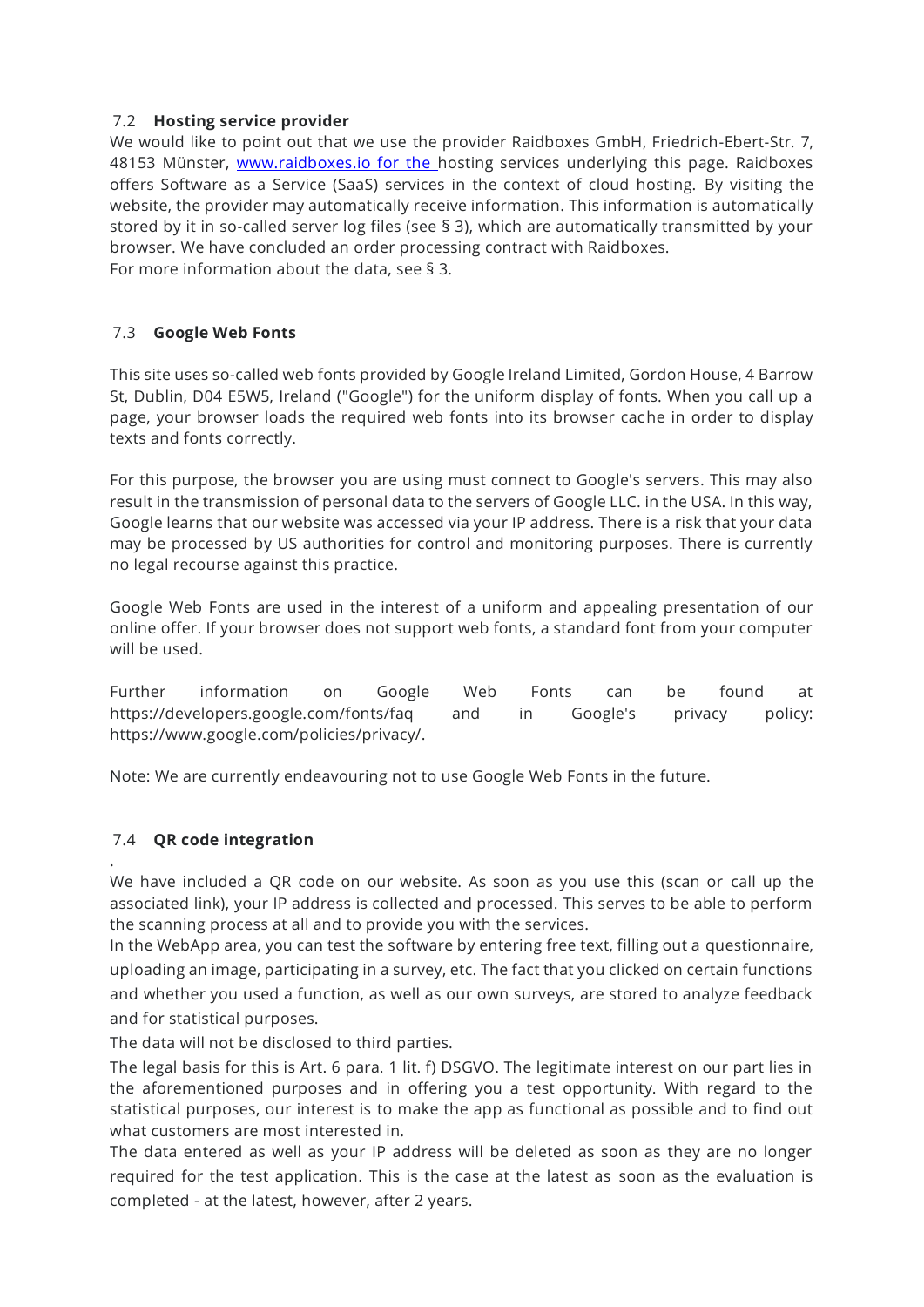### 7.2 Hosting service provider

We would like to point out that we use the provider Raidboxes GmbH, Friedrich-Ebert-Str. 7, 48153 Münster, www.raidboxes.io for the hosting services underlying this page. Raidboxes offers Software as a Service (SaaS) services in the context of cloud hosting. By visiting the website, the provider may automatically receive information. This information is automatically stored by it in so-called server log files (see § 3), which are automatically transmitted by your browser. We have concluded an order processing contract with Raidboxes.
For more information about the data, see § 3.

### 7.3 Google Web Fonts

This site uses so-called web fonts provided by Google Ireland Limited, Gordon House, 4 Barrow St, Dublin, D04 E5W5, Ireland ("Google") for the uniform display of fonts. When you call up a page, your browser loads the required web fonts into its browser cache in order to display texts and fonts correctly.

For this purpose, the browser you are using must connect to Google's servers. This may also result in the transmission of personal data to the servers of Google LLC. in the USA. In this way, Google learns that our website was accessed via your IP address. There is a risk that your data may be processed by US authorities for control and monitoring purposes. There is currently no legal recourse against this practice.

Google Web Fonts are used in the interest of a uniform and appealing presentation of our online offer. If your browser does not support web fonts, a standard font from your computer will be used.

Further information on Google Web Fonts can be found at https://developers.google.com/fonts/faq and in Google's privacy policy: https://www.google.com/policies/privacy/.

Note: We are currently endeavouring not to use Google Web Fonts in the future.

### 7.4 QR code integration

.
We have included a QR code on our website. As soon as you use this (scan or call up the associated link), your IP address is collected and processed. This serves to be able to perform the scanning process at all and to provide you with the services.
In the WebApp area, you can test the software by entering free text, filling out a questionnaire, uploading an image, participating in a survey, etc. The fact that you clicked on certain functions and whether you used a function, as well as our own surveys, are stored to analyze feedback and for statistical purposes.
The data will not be disclosed to third parties.
The legal basis for this is Art. 6 para. 1 lit. f) DSGVO. The legitimate interest on our part lies in the aforementioned purposes and in offering you a test opportunity. With regard to the statistical purposes, our interest is to make the app as functional as possible and to find out what customers are most interested in.
The data entered as well as your IP address will be deleted as soon as they are no longer required for the test application. This is the case at the latest as soon as the evaluation is completed - at the latest, however, after 2 years.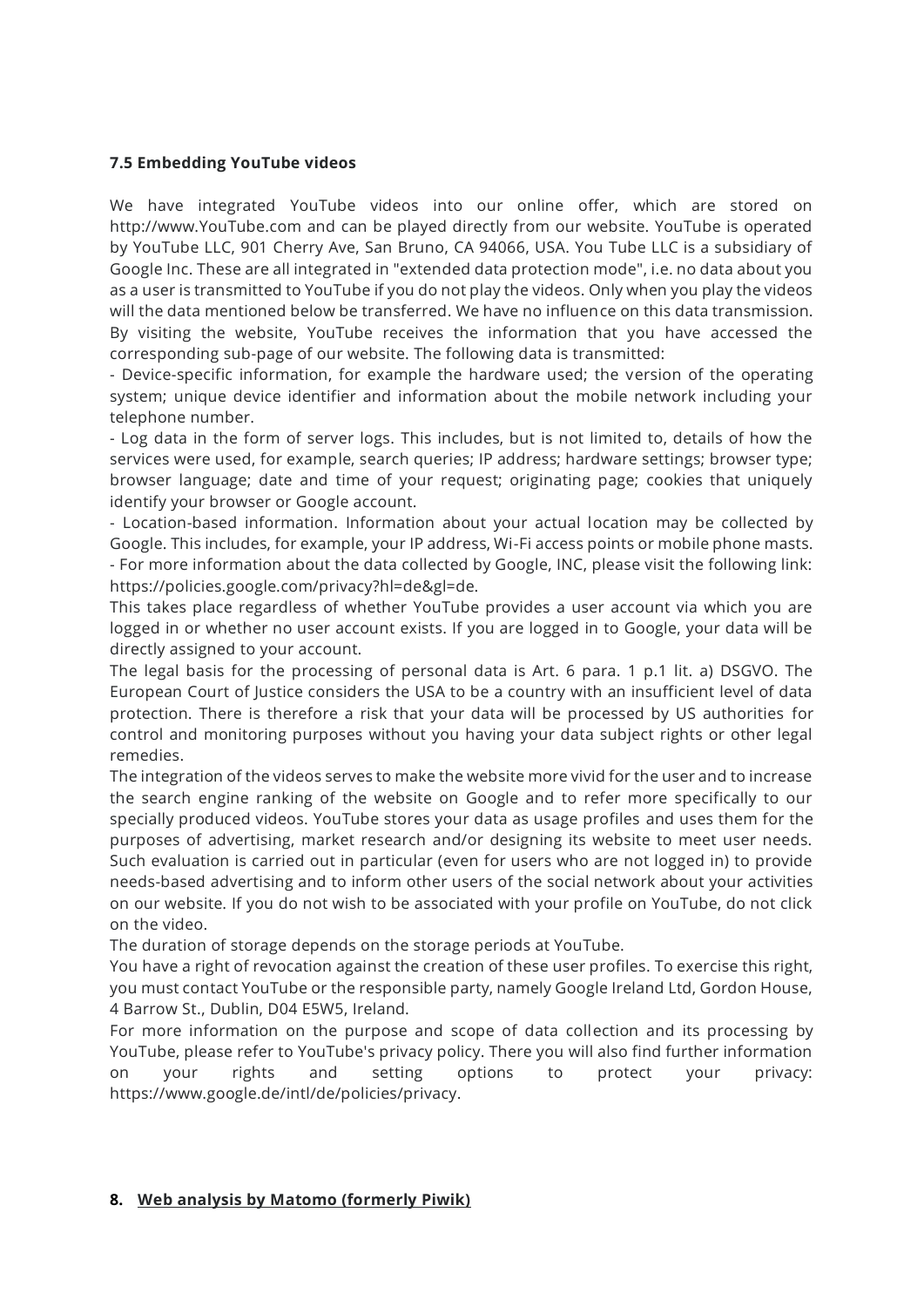### 7.5 Embedding YouTube videos

We have integrated YouTube videos into our online offer, which are stored on http://www.YouTube.com and can be played directly from our website. YouTube is operated by YouTube LLC, 901 Cherry Ave, San Bruno, CA 94066, USA. You Tube LLC is a subsidiary of Google Inc. These are all integrated in "extended data protection mode", i.e. no data about you as a user is transmitted to YouTube if you do not play the videos. Only when you play the videos will the data mentioned below be transferred. We have no influence on this data transmission. By visiting the website, YouTube receives the information that you have accessed the corresponding sub-page of our website. The following data is transmitted:

- Device-specific information, for example the hardware used; the version of the operating system; unique device identifier and information about the mobile network including your telephone number.
- Log data in the form of server logs. This includes, but is not limited to, details of how the services were used, for example, search queries; IP address; hardware settings; browser type; browser language; date and time of your request; originating page; cookies that uniquely identify your browser or Google account.
- Location-based information. Information about your actual location may be collected by Google. This includes, for example, your IP address, Wi-Fi access points or mobile phone masts.
- For more information about the data collected by Google, INC, please visit the following link: https://policies.google.com/privacy?hl=de&gl=de.

This takes place regardless of whether YouTube provides a user account via which you are logged in or whether no user account exists. If you are logged in to Google, your data will be directly assigned to your account.

The legal basis for the processing of personal data is Art. 6 para. 1 p.1 lit. a) DSGVO. The European Court of Justice considers the USA to be a country with an insufficient level of data protection. There is therefore a risk that your data will be processed by US authorities for control and monitoring purposes without you having your data subject rights or other legal remedies.

The integration of the videos serves to make the website more vivid for the user and to increase the search engine ranking of the website on Google and to refer more specifically to our specially produced videos. YouTube stores your data as usage profiles and uses them for the purposes of advertising, market research and/or designing its website to meet user needs. Such evaluation is carried out in particular (even for users who are not logged in) to provide needs-based advertising and to inform other users of the social network about your activities on our website. If you do not wish to be associated with your profile on YouTube, do not click on the video.

The duration of storage depends on the storage periods at YouTube.

You have a right of revocation against the creation of these user profiles. To exercise this right, you must contact YouTube or the responsible party, namely Google Ireland Ltd, Gordon House, 4 Barrow St., Dublin, D04 E5W5, Ireland.

For more information on the purpose and scope of data collection and its processing by YouTube, please refer to YouTube's privacy policy. There you will also find further information on your rights and setting options to protect your privacy: https://www.google.de/intl/de/policies/privacy.

## 8. Web analysis by Matomo (formerly Piwik)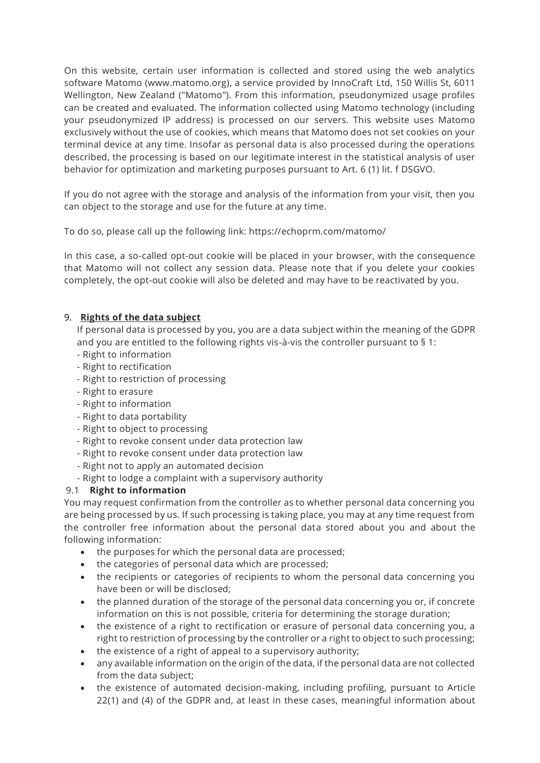On this website, certain user information is collected and stored using the web analytics software Matomo (www.matomo.org), a service provided by InnoCraft Ltd, 150 Willis St, 6011 Wellington, New Zealand ("Matomo"). From this information, pseudonymized usage profiles can be created and evaluated. The information collected using Matomo technology (including your pseudonymized IP address) is processed on our servers. This website uses Matomo exclusively without the use of cookies, which means that Matomo does not set cookies on your terminal device at any time. Insofar as personal data is also processed during the operations described, the processing is based on our legitimate interest in the statistical analysis of user behavior for optimization and marketing purposes pursuant to Art. 6 (1) lit. f DSGVO.

If you do not agree with the storage and analysis of the information from your visit, then you can object to the storage and use for the future at any time.

To do so, please call up the following link: https://echoprm.com/matomo/

In this case, a so-called opt-out cookie will be placed in your browser, with the consequence that Matomo will not collect any session data. Please note that if you delete your cookies completely, the opt-out cookie will also be deleted and may have to be reactivated by you.

## 9. <u>Rights of the data subject</u>

If personal data is processed by you, you are a data subject within the meaning of the GDPR and you are entitled to the following rights vis-à-vis the controller pursuant to § 1:

- Right to information
- Right to rectification
- Right to restriction of processing
- Right to erasure
- Right to information
- Right to data portability
- Right to object to processing
- Right to revoke consent under data protection law
- Right to revoke consent under data protection law
- Right not to apply an automated decision
- Right to lodge a complaint with a supervisory authority

### 9.1 Right to information

You may request confirmation from the controller as to whether personal data concerning you are being processed by us. If such processing is taking place, you may at any time request from the controller free information about the personal data stored about you and about the following information:

- the purposes for which the personal data are processed;
- the categories of personal data which are processed;
- the recipients or categories of recipients to whom the personal data concerning you have been or will be disclosed;
- the planned duration of the storage of the personal data concerning you or, if concrete information on this is not possible, criteria for determining the storage duration;
- the existence of a right to rectification or erasure of personal data concerning you, a right to restriction of processing by the controller or a right to object to such processing;
- the existence of a right of appeal to a supervisory authority;
- any available information on the origin of the data, if the personal data are not collected from the data subject;
- the existence of automated decision-making, including profiling, pursuant to Article 22(1) and (4) of the GDPR and, at least in these cases, meaningful information about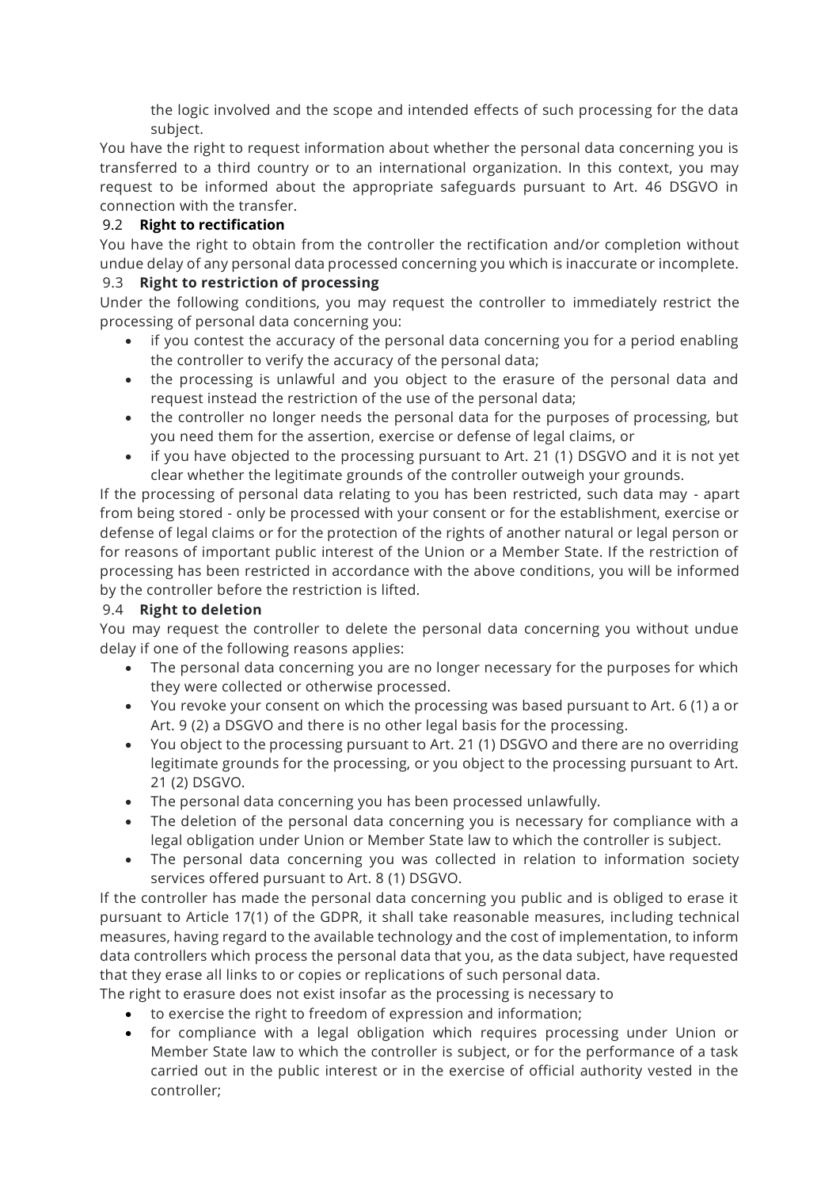the logic involved and the scope and intended effects of such processing for the data subject.

You have the right to request information about whether the personal data concerning you is transferred to a third country or to an international organization. In this context, you may request to be informed about the appropriate safeguards pursuant to Art. 46 DSGVO in connection with the transfer.

### 9.2 Right to rectification

You have the right to obtain from the controller the rectification and/or completion without undue delay of any personal data processed concerning you which is inaccurate or incomplete.

### 9.3 Right to restriction of processing

Under the following conditions, you may request the controller to immediately restrict the processing of personal data concerning you:

- if you contest the accuracy of the personal data concerning you for a period enabling the controller to verify the accuracy of the personal data;
- the processing is unlawful and you object to the erasure of the personal data and request instead the restriction of the use of the personal data;
- the controller no longer needs the personal data for the purposes of processing, but you need them for the assertion, exercise or defense of legal claims, or
- if you have objected to the processing pursuant to Art. 21 (1) DSGVO and it is not yet clear whether the legitimate grounds of the controller outweigh your grounds.

If the processing of personal data relating to you has been restricted, such data may - apart from being stored - only be processed with your consent or for the establishment, exercise or defense of legal claims or for the protection of the rights of another natural or legal person or for reasons of important public interest of the Union or a Member State. If the restriction of processing has been restricted in accordance with the above conditions, you will be informed by the controller before the restriction is lifted.

### 9.4 Right to deletion

You may request the controller to delete the personal data concerning you without undue delay if one of the following reasons applies:

- The personal data concerning you are no longer necessary for the purposes for which they were collected or otherwise processed.
- You revoke your consent on which the processing was based pursuant to Art. 6 (1) a or Art. 9 (2) a DSGVO and there is no other legal basis for the processing.
- You object to the processing pursuant to Art. 21 (1) DSGVO and there are no overriding legitimate grounds for the processing, or you object to the processing pursuant to Art. 21 (2) DSGVO.
- The personal data concerning you has been processed unlawfully.
- The deletion of the personal data concerning you is necessary for compliance with a legal obligation under Union or Member State law to which the controller is subject.
- The personal data concerning you was collected in relation to information society services offered pursuant to Art. 8 (1) DSGVO.

If the controller has made the personal data concerning you public and is obliged to erase it pursuant to Article 17(1) of the GDPR, it shall take reasonable measures, including technical measures, having regard to the available technology and the cost of implementation, to inform data controllers which process the personal data that you, as the data subject, have requested that they erase all links to or copies or replications of such personal data.

The right to erasure does not exist insofar as the processing is necessary to

- to exercise the right to freedom of expression and information;
- for compliance with a legal obligation which requires processing under Union or Member State law to which the controller is subject, or for the performance of a task carried out in the public interest or in the exercise of official authority vested in the controller;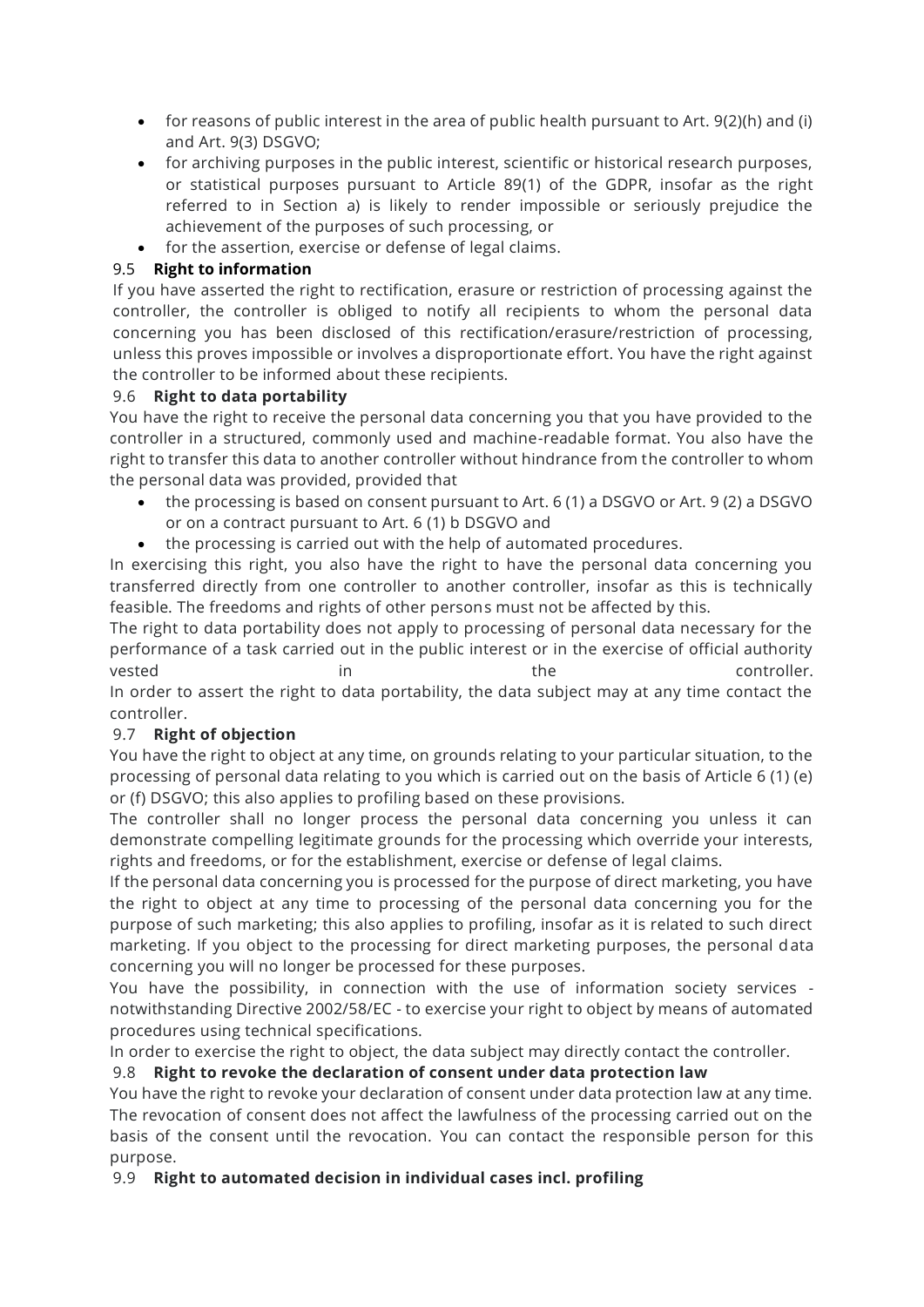- for reasons of public interest in the area of public health pursuant to Art. 9(2)(h) and (i) and Art. 9(3) DSGVO;
- for archiving purposes in the public interest, scientific or historical research purposes, or statistical purposes pursuant to Article 89(1) of the GDPR, insofar as the right referred to in Section a) is likely to render impossible or seriously prejudice the achievement of the purposes of such processing, or
- for the assertion, exercise or defense of legal claims.

### 9.5 **Right to information**

If you have asserted the right to rectification, erasure or restriction of processing against the controller, the controller is obliged to notify all recipients to whom the personal data concerning you has been disclosed of this rectification/erasure/restriction of processing, unless this proves impossible or involves a disproportionate effort. You have the right against the controller to be informed about these recipients.

### 9.6 **Right to data portability**

You have the right to receive the personal data concerning you that you have provided to the controller in a structured, commonly used and machine-readable format. You also have the right to transfer this data to another controller without hindrance from the controller to whom the personal data was provided, provided that

- the processing is based on consent pursuant to Art. 6 (1) a DSGVO or Art. 9 (2) a DSGVO or on a contract pursuant to Art. 6 (1) b DSGVO and
- the processing is carried out with the help of automated procedures.

In exercising this right, you also have the right to have the personal data concerning you transferred directly from one controller to another controller, insofar as this is technically feasible. The freedoms and rights of other persons must not be affected by this.

The right to data portability does not apply to processing of personal data necessary for the performance of a task carried out in the public interest or in the exercise of official authority vested in the controller.

In order to assert the right to data portability, the data subject may at any time contact the controller.

### 9.7 **Right of objection**

You have the right to object at any time, on grounds relating to your particular situation, to the processing of personal data relating to you which is carried out on the basis of Article 6 (1) (e) or (f) DSGVO; this also applies to profiling based on these provisions.

The controller shall no longer process the personal data concerning you unless it can demonstrate compelling legitimate grounds for the processing which override your interests, rights and freedoms, or for the establishment, exercise or defense of legal claims.

If the personal data concerning you is processed for the purpose of direct marketing, you have the right to object at any time to processing of the personal data concerning you for the purpose of such marketing; this also applies to profiling, insofar as it is related to such direct marketing. If you object to the processing for direct marketing purposes, the personal data concerning you will no longer be processed for these purposes.

You have the possibility, in connection with the use of information society services - notwithstanding Directive 2002/58/EC - to exercise your right to object by means of automated procedures using technical specifications.

In order to exercise the right to object, the data subject may directly contact the controller.

### 9.8 **Right to revoke the declaration of consent under data protection law**

You have the right to revoke your declaration of consent under data protection law at any time. The revocation of consent does not affect the lawfulness of the processing carried out on the basis of the consent until the revocation. You can contact the responsible person for this purpose.

### 9.9 **Right to automated decision in individual cases incl. profiling**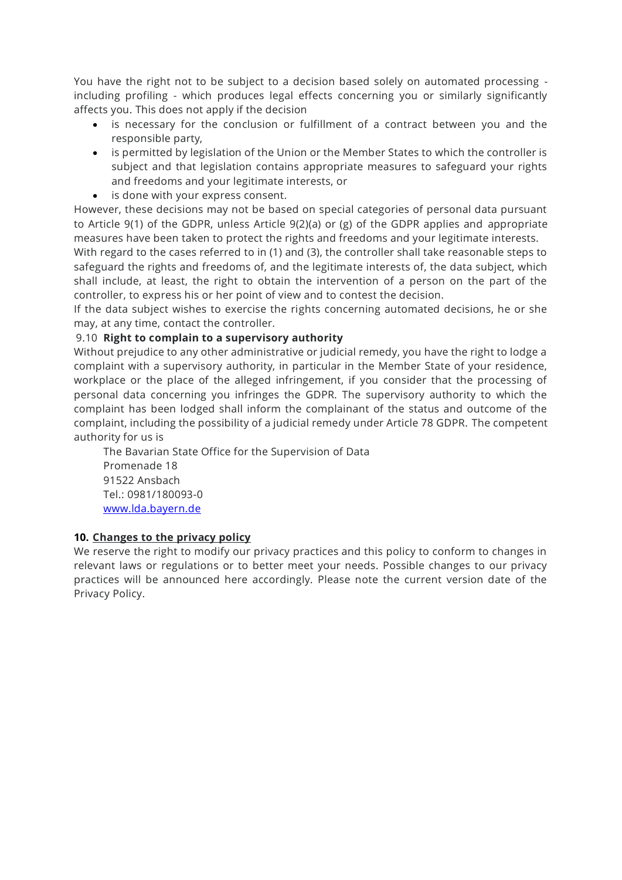You have the right not to be subject to a decision based solely on automated processing - including profiling - which produces legal effects concerning you or similarly significantly affects you. This does not apply if the decision

- is necessary for the conclusion or fulfillment of a contract between you and the responsible party,
- is permitted by legislation of the Union or the Member States to which the controller is subject and that legislation contains appropriate measures to safeguard your rights and freedoms and your legitimate interests, or
- is done with your express consent.

However, these decisions may not be based on special categories of personal data pursuant to Article 9(1) of the GDPR, unless Article 9(2)(a) or (g) of the GDPR applies and appropriate measures have been taken to protect the rights and freedoms and your legitimate interests.
With regard to the cases referred to in (1) and (3), the controller shall take reasonable steps to safeguard the rights and freedoms of, and the legitimate interests of, the data subject, which shall include, at least, the right to obtain the intervention of a person on the part of the controller, to express his or her point of view and to contest the decision.
If the data subject wishes to exercise the rights concerning automated decisions, he or she may, at any time, contact the controller.

### 9.10 **Right to complain to a supervisory authority**

Without prejudice to any other administrative or judicial remedy, you have the right to lodge a complaint with a supervisory authority, in particular in the Member State of your residence, workplace or the place of the alleged infringement, if you consider that the processing of personal data concerning you infringes the GDPR. The supervisory authority to which the complaint has been lodged shall inform the complainant of the status and outcome of the complaint, including the possibility of a judicial remedy under Article 78 GDPR. The competent authority for us is

The Bavarian State Office for the Supervision of Data
Promenade 18
91522 Ansbach
Tel.: 0981/180093-0
[www.lda.bayern.de](http://www.lda.bayern.de)

## 10. Changes to the privacy policy

We reserve the right to modify our privacy practices and this policy to conform to changes in relevant laws or regulations or to better meet your needs. Possible changes to our privacy practices will be announced here accordingly. Please note the current version date of the Privacy Policy.